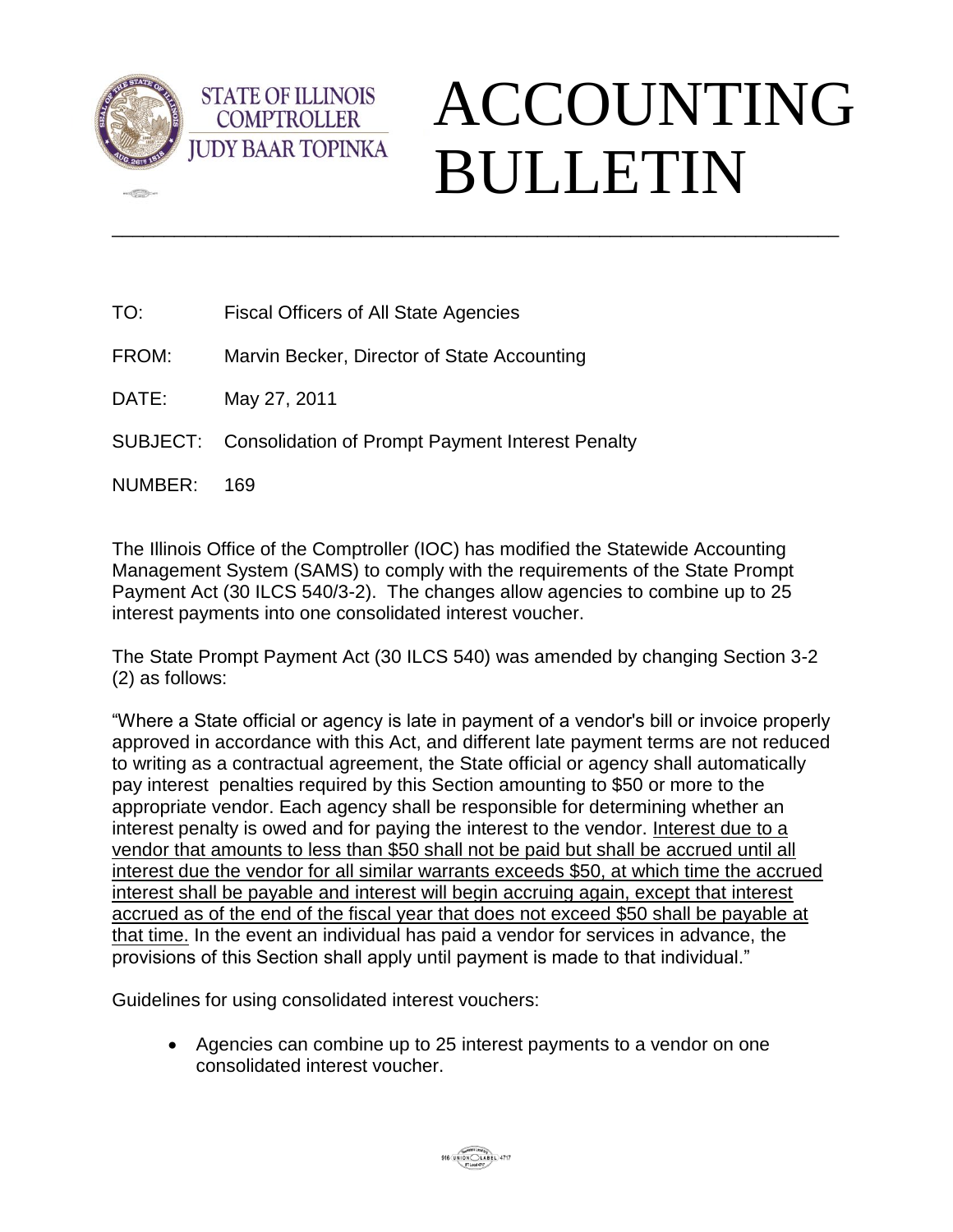STATE OF ILLINOIS
COMPTROLLER
JUDY BAAR TOPINKA

# ACCOUNTING BULLETIN

---

TO: Fiscal Officers of All State Agencies

FROM: Marvin Becker, Director of State Accounting

DATE: May 27, 2011

SUBJECT: Consolidation of Prompt Payment Interest Penalty

NUMBER: 169

The Illinois Office of the Comptroller (IOC) has modified the Statewide Accounting Management System (SAMS) to comply with the requirements of the State Prompt Payment Act (30 ILCS 540/3-2). The changes allow agencies to combine up to 25 interest payments into one consolidated interest voucher.

The State Prompt Payment Act (30 ILCS 540) was amended by changing Section 3-2 (2) as follows:

"Where a State official or agency is late in payment of a vendor's bill or invoice properly approved in accordance with this Act, and different late payment terms are not reduced to writing as a contractual agreement, the State official or agency shall automatically pay interest penalties required by this Section amounting to $50 or more to the appropriate vendor. Each agency shall be responsible for determining whether an interest penalty is owed and for paying the interest to the vendor. <u>Interest due to a vendor that amounts to less than $50 shall not be paid but shall be accrued until all interest due the vendor for all similar warrants exceeds $50, at which time the accrued interest shall be payable and interest will begin accruing again, except that interest accrued as of the end of the fiscal year that does not exceed $50 shall be payable at that time.</u> In the event an individual has paid a vendor for services in advance, the provisions of this Section shall apply until payment is made to that individual."

Guidelines for using consolidated interest vouchers:

- Agencies can combine up to 25 interest payments to a vendor on one consolidated interest voucher.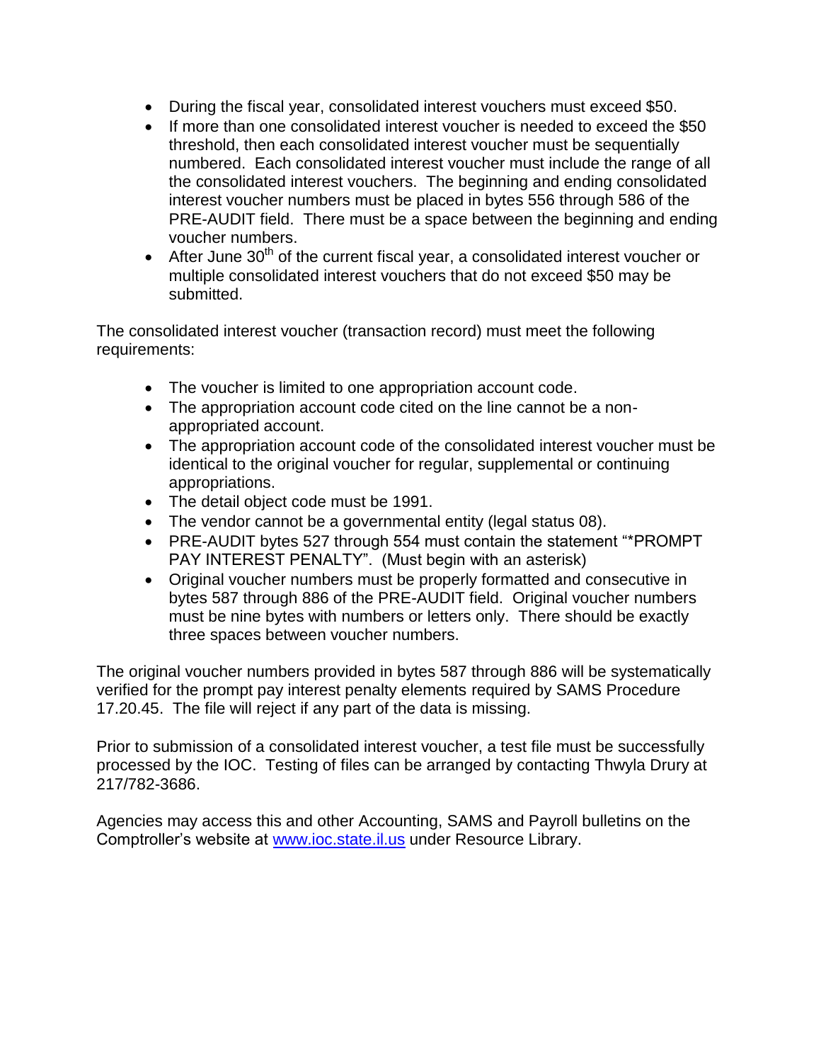- During the fiscal year, consolidated interest vouchers must exceed $50.
- If more than one consolidated interest voucher is needed to exceed the $50 threshold, then each consolidated interest voucher must be sequentially numbered. Each consolidated interest voucher must include the range of all the consolidated interest vouchers. The beginning and ending consolidated interest voucher numbers must be placed in bytes 556 through 586 of the PRE-AUDIT field. There must be a space between the beginning and ending voucher numbers.
- After June 30th of the current fiscal year, a consolidated interest voucher or multiple consolidated interest vouchers that do not exceed $50 may be submitted.

The consolidated interest voucher (transaction record) must meet the following requirements:

- The voucher is limited to one appropriation account code.
- The appropriation account code cited on the line cannot be a non-appropriated account.
- The appropriation account code of the consolidated interest voucher must be identical to the original voucher for regular, supplemental or continuing appropriations.
- The detail object code must be 1991.
- The vendor cannot be a governmental entity (legal status 08).
- PRE-AUDIT bytes 527 through 554 must contain the statement "*PROMPT PAY INTEREST PENALTY". (Must begin with an asterisk)
- Original voucher numbers must be properly formatted and consecutive in bytes 587 through 886 of the PRE-AUDIT field. Original voucher numbers must be nine bytes with numbers or letters only. There should be exactly three spaces between voucher numbers.

The original voucher numbers provided in bytes 587 through 886 will be systematically verified for the prompt pay interest penalty elements required by SAMS Procedure 17.20.45. The file will reject if any part of the data is missing.

Prior to submission of a consolidated interest voucher, a test file must be successfully processed by the IOC. Testing of files can be arranged by contacting Thwyla Drury at 217/782-3686.

Agencies may access this and other Accounting, SAMS and Payroll bulletins on the Comptroller's website at www.ioc.state.il.us under Resource Library.